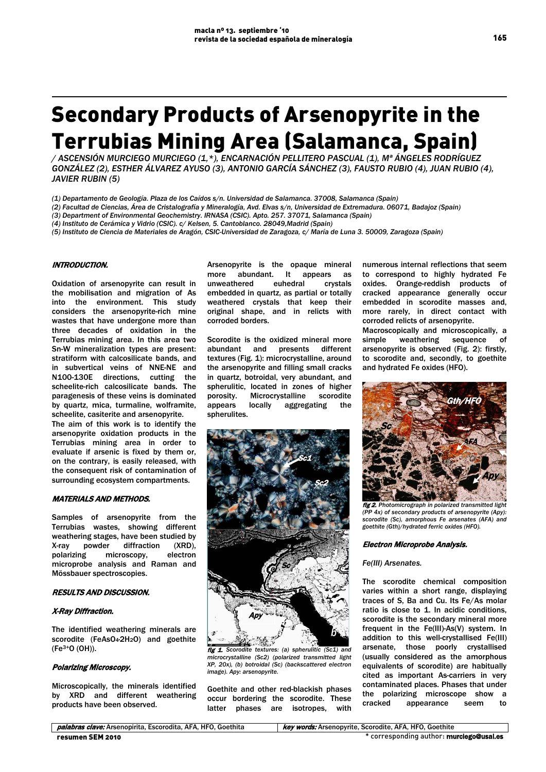# Secondary Products of Arsenopyrite in the Terrubias Mining Area (Salamanca, Spain)

/ ASCENSIÓN MURCIEGO MURCIEGO (1,*), ENCARNACIÓN PELLITERO PASCUAL (1), Mª ÁNGELES RODRÍGUEZ GONZÁLEZ (2), ESTHER ÁLVAREZ AYUSO (3), ANTONIO GARCÍA SÁNCHEZ (3), FAUSTO RUBIO (4), JUAN RUBIO (4), JAVIER RUBIN (5)

(1) Departamento de Geología. Plaza de los Caídos s/n. Universidad de Salamanca. 37008, Salamanca (Spain)
(2) Facultad de Ciencias, Área de Cristalografía y Mineralogía, Avd. Elvas s/n, Universidad de Extremadura. 06071, Badajoz (Spain)
(3) Department of Environmental Geochemistry. IRNASA (CSIC). Apto. 257. 37071, Salamanca (Spain)
(4) Instituto de Cerámica y Vidrio (CSIC). c/ Kelsen, 5. Cantoblanco. 28049,Madrid (Spain)
(5) Instituto de Ciencia de Materiales de Aragón, CSIC-Universidad de Zaragoza, c/ María de Luna 3. 50009, Zaragoza (Spain)

## INTRODUCTION.

Oxidation of arsenopyrite can result in the mobilisation and migration of As into the environment. This study considers the arsenopyrite-rich mine wastes that have undergone more than three decades of oxidation in the Terrubias mining area. In this area two Sn-W mineralization types are present: stratiform with calcosilicate bands, and in subvertical veins of NNE-NE and N100-130E directions, cutting the scheelite-rich calcosilicate bands. The paragenesis of these veins is dominated by quartz, mica, turmaline, wolframite, scheelite, casiterite and arsenopyrite.

The aim of this work is to identify the arsenopyrite oxidation products in the Terrubias mining area in order to evaluate if arsenic is fixed by them or, on the contrary, is easily released, with the consequent risk of contamination of surrounding ecosystem compartments.

## MATERIALS AND METHODS.

Samples of arsenopyrite from the Terrubias wastes, showing different weathering stages, have been studied by X-ray powder diffraction (XRD), polarizing microscopy, electron microprobe analysis and Raman and Mössbauer spectroscopies.

## RESULTS AND DISCUSSION.

### X-Ray Diffraction.

The identified weathering minerals are scorodite ($FeAsO_4{\cdot}2H_2O$) and goethite ($Fe^{3+}O(OH)$).

### Polarizing Microscopy.

Microscopically, the minerals identified by XRD and different weathering products have been observed.

Arsenopyrite is the opaque mineral more abundant. It appears as unweathered euhedral crystals embedded in quartz, as partial or totally weathered crystals that keep their original shape, and in relicts with corroded borders.

Scorodite is the oxidized mineral more abundant and presents different textures (Fig. 1): microcrystalline, around the arsenopyrite and filling small cracks in quartz, botroidal, very abundant, and spherulitic, located in zones of higher porosity. Microcrystalline scorodite appears locally aggregating the spherulites.

**fig 1.** Scorodite textures: (a) spherulitic (Sc1) and microcrystalline (Sc2) (polarized transmitted light XP, 20x), (b) botroidal (Sc) (backscattered electron image). Apy: arsenopyrite.

Goethite and other red-blackish phases occur bordering the scorodite. These latter phases are isotropes, with numerous internal reflections that seem to correspond to highly hydrated Fe oxides. Orange-reddish products of cracked appearance generally occur embedded in scorodite masses and, more rarely, in direct contact with corroded relicts of arsenopyrite.

Macroscopically and microscopically, a simple weathering sequence of arsenopyrite is observed (Fig. 2): firstly, to scorodite and, secondly, to goethite and hydrated Fe oxides (HFO).

**fig 2.** Photomicrograph in polarized transmitted light (PP 4x) of secondary products of arsenopyrite (Apy): scorodite (Sc), amorphous Fe arsenates (AFA) and goethite (Gth)/hydrated ferric oxides (HFO).

### Electron Microprobe Analysis.

#### Fe(III) Arsenates.

The scorodite chemical composition varies within a short range, displaying traces of S, Ba and Cu. Its Fe/As molar ratio is close to 1. In acidic conditions, scorodite is the secondary mineral more frequent in the Fe(III)-As(V) system. In addition to this well-crystallised Fe(III) arsenate, those poorly crystallised (usually considered as the amorphous equivalents of scorodite) are habitually cited as important As-carriers in very contaminated places. Phases that under the polarizing microscope show a cracked appearance seem to

| *palabras clave:* Arsenopirita, Escorodita, AFA, HFO, Goethita | *key words:* Arsenopyrite, Scorodite, AFA, HFO, Goethite |
| --- | --- |

resumen SEM 2010

\* corresponding author: murciego@usal.es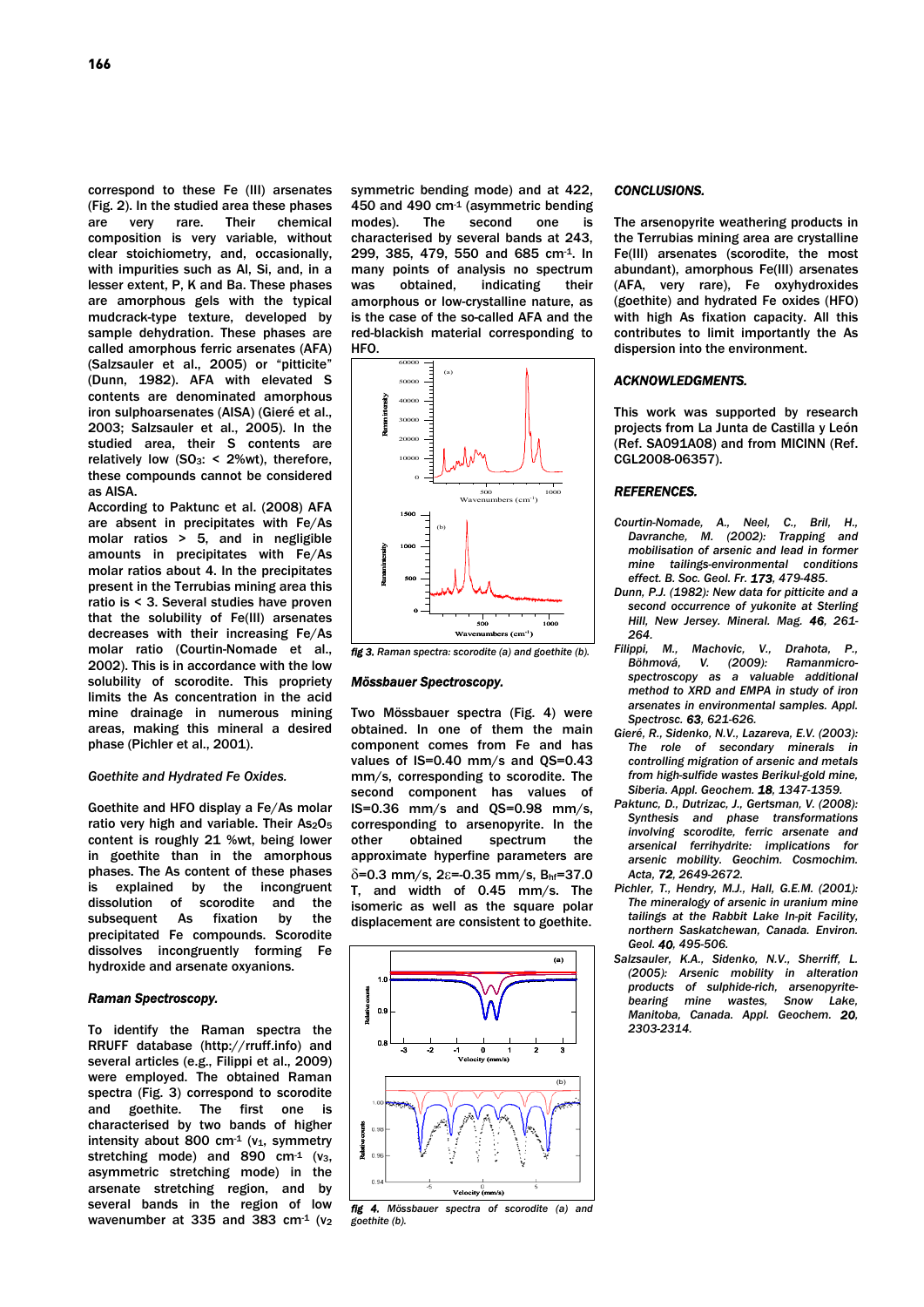correspond to these Fe (III) arsenates (Fig. 2). In the studied area these phases are very rare. Their chemical composition is very variable, without clear stoichiometry, and, occasionally, with impurities such as Al, Si, and, in a lesser extent, P, K and Ba. These phases are amorphous gels with the typical mudcrack-type texture, developed by sample dehydration. These phases are called amorphous ferric arsenates (AFA) (Salzsauler et al., 2005) or "pitticite" (Dunn, 1982). AFA with elevated S contents are denominated amorphous iron sulphoarsenates (AISA) (Gieré et al., 2003; Salzsauler et al., 2005). In the studied area, their S contents are relatively low ($SO_3$: < 2%wt), therefore, these compounds cannot be considered as AISA.

According to Paktunc et al. (2008) AFA are absent in precipitates with Fe/As molar ratios > 5, and in negligible amounts in precipitates with Fe/As molar ratios about 4. In the precipitates present in the Terrubias mining area this ratio is < 3. Several studies have proven that the solubility of Fe(III) arsenates decreases with their increasing Fe/As molar ratio (Courtin-Nomade et al., 2002). This is in accordance with the low solubility of scorodite. This propriety limits the As concentration in the acid mine drainage in numerous mining areas, making this mineral a desired phase (Pichler et al., 2001).

### *Goethite and Hydrated Fe Oxides.*

Goethite and HFO display a Fe/As molar ratio very high and variable. Their $As_2O_5$ content is roughly 21 %wt, being lower in goethite than in the amorphous phases. The As content of these phases is explained by the incongruent dissolution of scorodite and the subsequent As fixation by the precipitated Fe compounds. Scorodite dissolves incongruently forming Fe hydroxide and arsenate oxyanions.

### *Raman Spectroscopy.*

To identify the Raman spectra the RRUFF database (http://rruff.info) and several articles (e.g., Filippi et al., 2009) were employed. The obtained Raman spectra (Fig. 3) correspond to scorodite and goethite. The first one is characterised by two bands of higher intensity about 800 $cm^{-1}$ ($\nu_1$, symmetry stretching mode) and 890 $cm^{-1}$ ($\nu_3$, asymmetric stretching mode) in the arsenate stretching region, and by several bands in the region of low wavenumber at 335 and 383 $cm^{-1}$ ($\nu_2$ symmetric bending mode) and at 422, 450 and 490 $cm^{-1}$ (asymmetric bending modes). The second one is characterised by several bands at 243, 299, 385, 479, 550 and 685 $cm^{-1}$. In many points of analysis no spectrum was obtained, indicating their amorphous or low-crystalline nature, as is the case of the so-called AFA and the red-blackish material corresponding to HFO.

(a)
Raman intensity
60000
50000
40000
30000
20000
10000
0
500
1000
Wavenumbers (cm⁻¹)

(b)
Raman intensity
1500
1000
500
0
500
1000
Wavenumbers (cm⁻¹)

*fig 3. Raman spectra: scorodite (a) and goethite (b).*

### *Mössbauer Spectroscopy.*

Two Mössbauer spectra (Fig. 4) were obtained. In one of them the main component comes from Fe and has values of IS=0.40 mm/s and QS=0.43 mm/s, corresponding to scorodite. The second component has values of IS=0.36 mm/s and QS=0.98 mm/s, corresponding to arsenopyrite. In the other obtained spectrum the approximate hyperfine parameters are $\delta$=0.3 mm/s, $2\varepsilon$=-0.35 mm/s, $B_{hf}$=37.0 T, and width of 0.45 mm/s. The isomeric as well as the square polar displacement are consistent to goethite.

(a)
Relative counts
1.0
0.9
0.8
-3
-2
-1
0
1
2
3
Velocity (mm/s)

(b)
Relative counts
1.00
0.98
0.96
0.94
-5
0
5
Velocity (mm/s)

*fig 4. Mössbauer spectra of scorodite (a) and goethite (b).*

## *CONCLUSIONS.*

The arsenopyrite weathering products in the Terrubias mining area are crystalline Fe(III) arsenates (scorodite, the most abundant), amorphous Fe(III) arsenates (AFA, very rare), Fe oxyhydroxides (goethite) and hydrated Fe oxides (HFO) with high As fixation capacity. All this contributes to limit importantly the As dispersion into the environment.

## *ACKNOWLEDGMENTS.*

This work was supported by research projects from La Junta de Castilla y León (Ref. SA091A08) and from MICINN (Ref. CGL2008-06357).

## *REFERENCES.*

*Courtin-Nomade, A., Neel, C., Bril, H., Davranche, M. (2002): Trapping and mobilisation of arsenic and lead in former mine tailings-environmental conditions effect. B. Soc. Geol. Fr.* ***173****, 479-485.*

*Dunn, P.J. (1982): New data for pitticite and a second occurrence of yukonite at Sterling Hill, New Jersey. Mineral. Mag.* ***46****, 261-264.*

*Filippi, M., Machovic, V., Drahota, P., Böhmová, V. (2009): Ramanmicro-spectroscopy as a valuable additional method to XRD and EMPA in study of iron arsenates in environmental samples. Appl. Spectrosc.* ***63****, 621-626.*

*Gieré, R., Sidenko, N.V., Lazareva, E.V. (2003): The role of secondary minerals in controlling migration of arsenic and metals from high-sulfide wastes Berikul-gold mine, Siberia. Appl. Geochem.* ***18****, 1347-1359.*

*Paktunc, D., Dutrizac, J., Gertsman, V. (2008): Synthesis and phase transformations involving scorodite, ferric arsenate and arsenical ferrihydrite: implications for arsenic mobility. Geochim. Cosmochim. Acta,* ***72****, 2649-2672.*

*Pichler, T., Hendry, M.J., Hall, G.E.M. (2001): The mineralogy of arsenic in uranium mine tailings at the Rabbit Lake In-pit Facility, northern Saskatchewan, Canada. Environ. Geol.* ***40****, 495-506.*

*Salzsauler, K.A., Sidenko, N.V., Sherriff, L. (2005): Arsenic mobility in alteration products of sulphide-rich, arsenopyrite-bearing mine wastes, Snow Lake, Manitoba, Canada. Appl. Geochem.* ***20****, 2303-2314.*